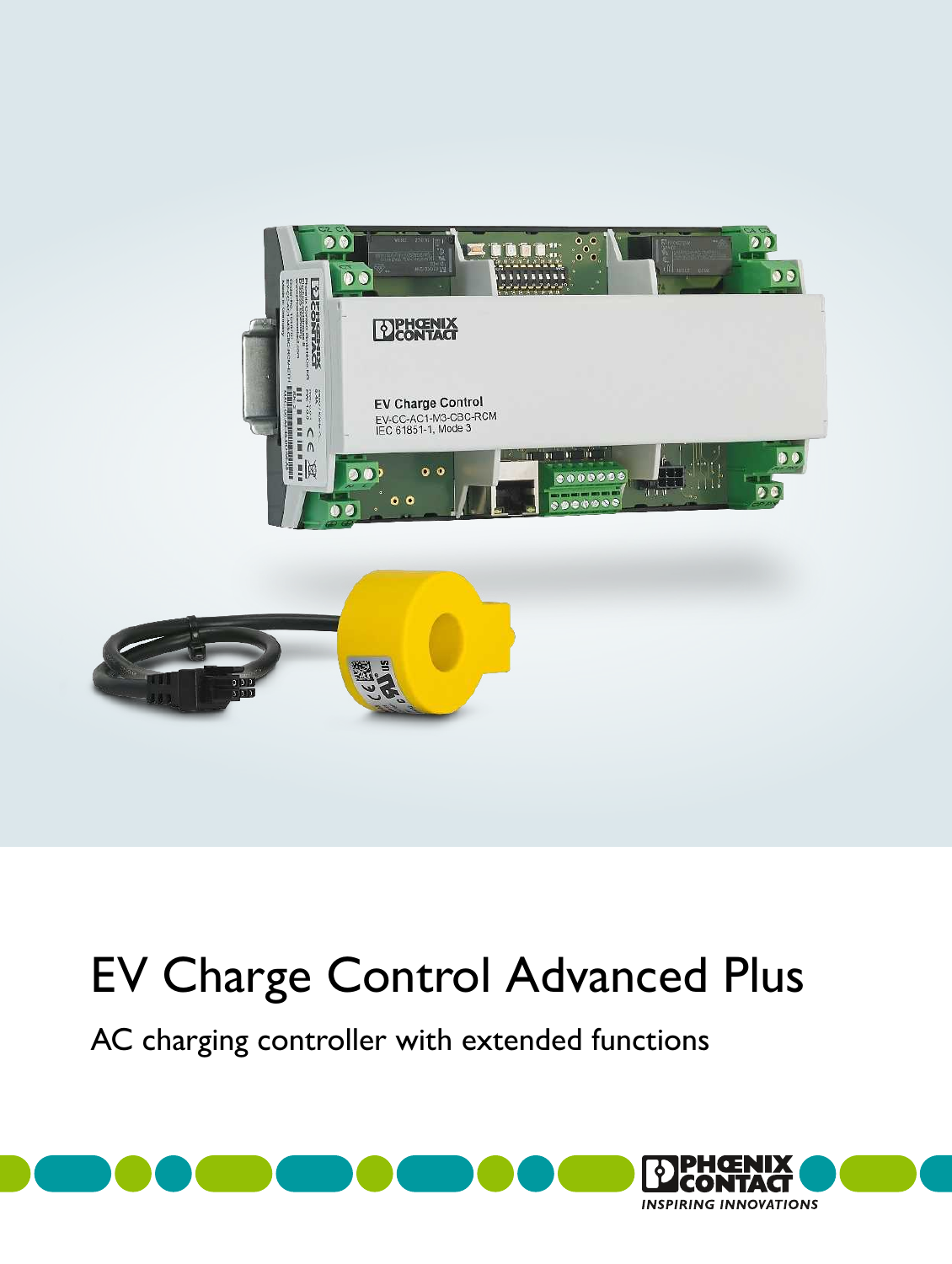# EV Charge Control Advanced Plus

AC charging controller with extended functions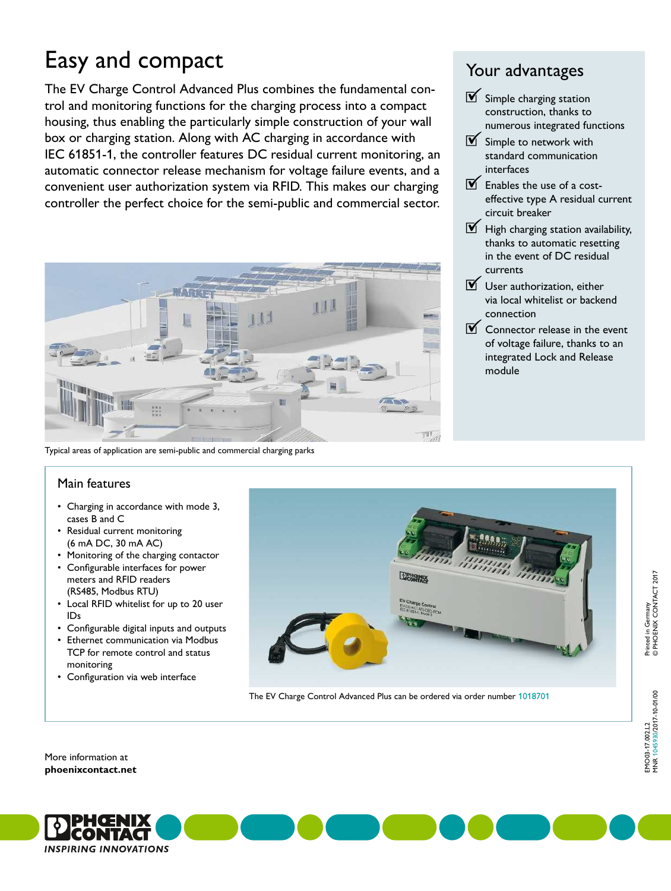# Easy and compact

The EV Charge Control Advanced Plus combines the fundamental control and monitoring functions for the charging process into a compact housing, thus enabling the particularly simple construction of your wall box or charging station. Along with AC charging in accordance with IEC 61851-1, the controller features DC residual current monitoring, an automatic connector release mechanism for voltage failure events, and a convenient user authorization system via RFID. This makes our charging controller the perfect choice for the semi-public and commercial sector.

Typical areas of application are semi-public and commercial charging parks

## Your advantages

- ☑ Simple charging station construction, thanks to numerous integrated functions
- ☑ Simple to network with standard communication interfaces
- ☑ Enables the use of a cost-effective type A residual current circuit breaker
- ☑ High charging station availability, thanks to automatic resetting in the event of DC residual currents
- ☑ User authorization, either via local whitelist or backend connection
- ☑ Connector release in the event of voltage failure, thanks to an integrated Lock and Release module

## Main features

- Charging in accordance with mode 3, cases B and C
- Residual current monitoring (6 mA DC, 30 mA AC)
- Monitoring of the charging contactor
- Configurable interfaces for power meters and RFID readers (RS485, Modbus RTU)
- Local RFID whitelist for up to 20 user IDs
- Configurable digital inputs and outputs
- Ethernet communication via Modbus TCP for remote control and status monitoring
- Configuration via web interface

The EV Charge Control Advanced Plus can be ordered via order number 1018701

More information at
**phoenixcontact.net**

Printed in Germany
© PHOENIX CONTACT 2017

EMO03-17.002.L2
MNR 1045930/2017-10-01/00

PHOENIX CONTACT
*INSPIRING INNOVATIONS*